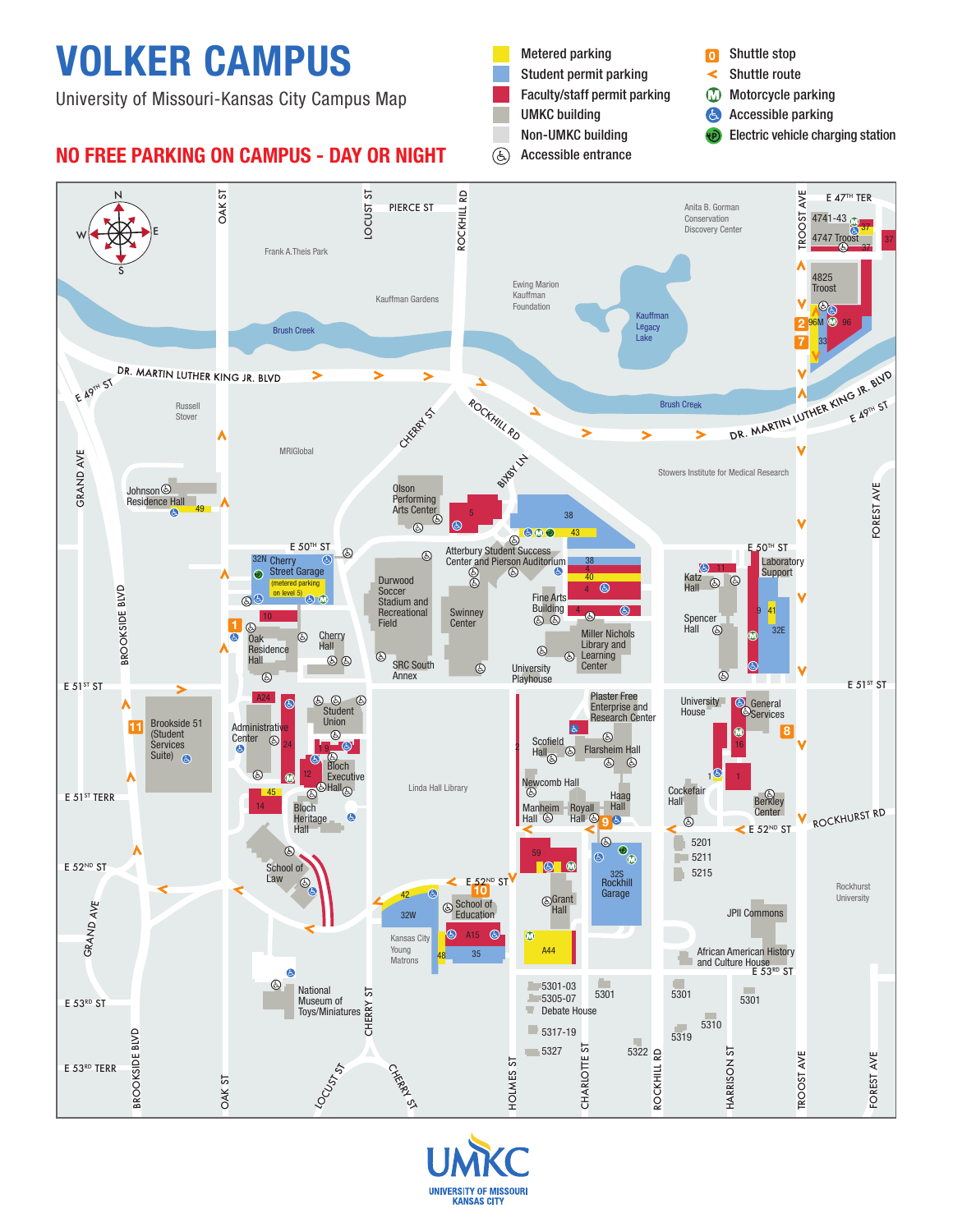# VOLKER CAMPUS

University of Missouri-Kansas City Campus Map

**NO FREE PARKING ON CAMPUS - DAY OR NIGHT**

- Metered parking
- Student permit parking
- Faculty/staff permit parking
- UMKC building
- Non-UMKC building
- Accessible entrance
- Shuttle stop
- Shuttle route
- Motorcycle parking
- Accessible parking
- Electric vehicle charging station

Frank A.Theis Park
Kauffman Gardens
Brush Creek
Ewing Marion Kauffman Foundation
Kauffman Legacy Lake
Anita B. Gorman Conservation Discovery Center
4741-43
4747 Troost
4825 Troost
Russell Stover
MRIGlobal
Johnson Residence Hall
Olson Performing Arts Center
Stowers Institute for Medical Research
Atterbury Student Success Center and Pierson Auditorium
Cherry Street Garage (metered parking on level 5)
Durwood Soccer Stadium and Recreational Field
Swinney Center
SRC South Annex
Fine Arts Building
Miller Nichols Library and Learning Center
University Playhouse
Katz Hall
Laboratory Support
Spencer Hall
Oak Residence Hall
Cherry Hall
Brookside 51 (Student Services Suite)
Administrative Center
Student Union
Bloch Executive Hall
Bloch Heritage Hall
Linda Hall Library
Plaster Free Enterprise and Research Center
Scofield Hall
Flarsheim Hall
Newcomb Hall
Manheim Hall
Royall Hall
Haag Hall
University House
General Services
Cockefair Hall
Berkley Center
5201
5211
5215
School of Law
School of Education
Grant Hall
Rockhill Garage
Rockhurst University
JPII Commons
Kansas City Young Matrons
African American History and Culture House
National Museum of Toys/Miniatures
5301-03
5305-07
Debate House
5317-19
5327
5301
5322
5301
5310
5319
5301

Streets: Oak St, Locust St, Pierce St, Rockhill Rd, Troost Ave, E 47th Ter, Dr. Martin Luther King Jr. Blvd, E 49th St, Grand Ave, Cherry St, Bixby Ln, E 50th St, Forest Ave, Brookside Blvd, E 51st St, E 51st Terr, E 52nd St, Rockhurst Rd, E 53rd St, E 53rd Terr, Holmes St, Charlotte St, Harrison St

UMKC
UNIVERSITY OF MISSOURI KANSAS CITY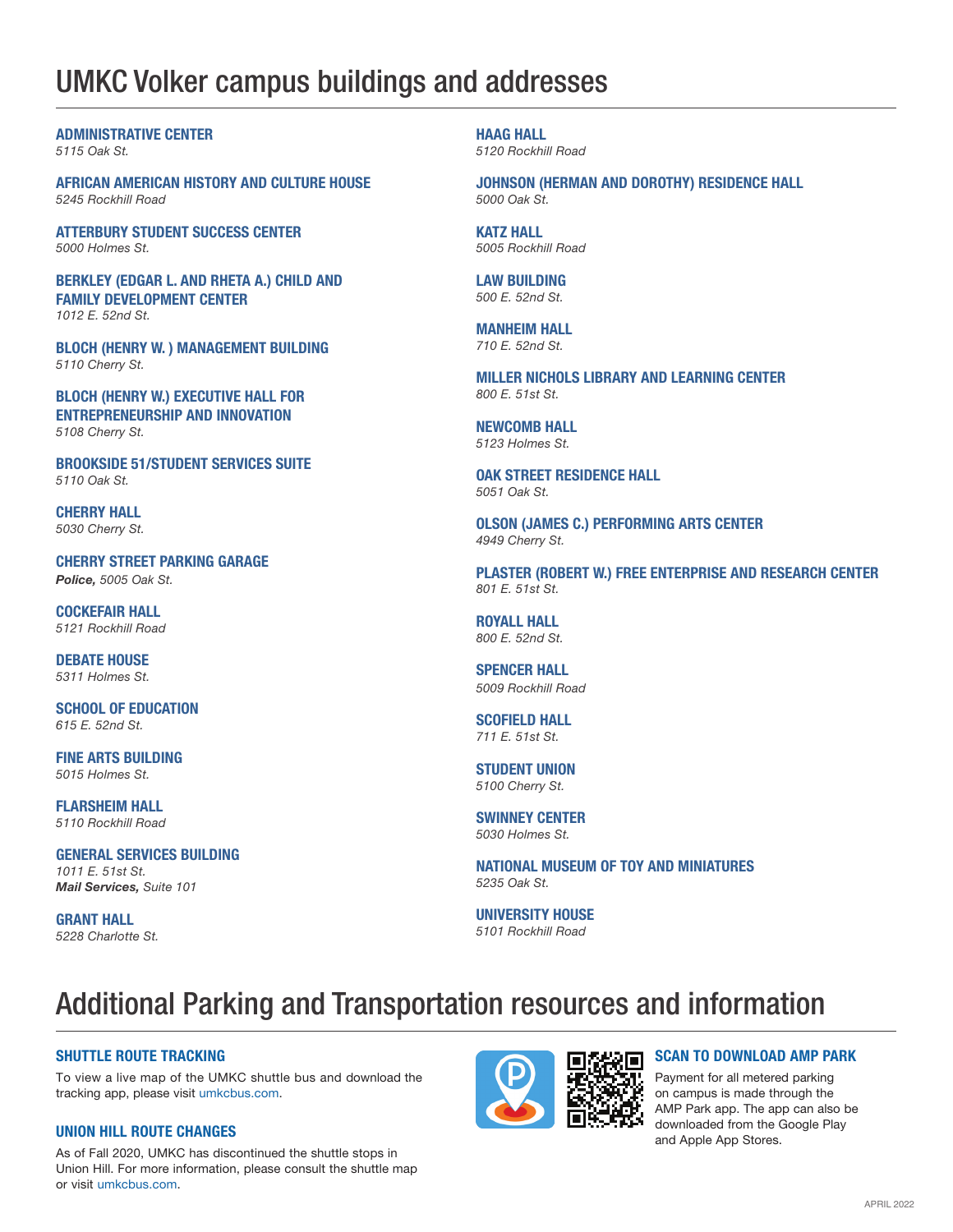# UMKC Volker campus buildings and addresses

**ADMINISTRATIVE CENTER**
*5115 Oak St.*

**AFRICAN AMERICAN HISTORY AND CULTURE HOUSE**
*5245 Rockhill Road*

**ATTERBURY STUDENT SUCCESS CENTER**
*5000 Holmes St.*

**BERKLEY (EDGAR L. AND RHETA A.) CHILD AND FAMILY DEVELOPMENT CENTER**
*1012 E. 52nd St.*

**BLOCH (HENRY W. ) MANAGEMENT BUILDING**
*5110 Cherry St.*

**BLOCH (HENRY W.) EXECUTIVE HALL FOR ENTREPRENEURSHIP AND INNOVATION**
*5108 Cherry St.*

**BROOKSIDE 51/STUDENT SERVICES SUITE**
*5110 Oak St.*

**CHERRY HALL**
*5030 Cherry St.*

**CHERRY STREET PARKING GARAGE**
***Police,*** *5005 Oak St.*

**COCKEFAIR HALL**
*5121 Rockhill Road*

**DEBATE HOUSE**
*5311 Holmes St.*

**SCHOOL OF EDUCATION**
*615 E. 52nd St.*

**FINE ARTS BUILDING**
*5015 Holmes St.*

**FLARSHEIM HALL**
*5110 Rockhill Road*

**GENERAL SERVICES BUILDING**
*1011 E. 51st St.*
***Mail Services,*** *Suite 101*

**GRANT HALL**
*5228 Charlotte St.*

**HAAG HALL**
*5120 Rockhill Road*

**JOHNSON (HERMAN AND DOROTHY) RESIDENCE HALL**
*5000 Oak St.*

**KATZ HALL**
*5005 Rockhill Road*

**LAW BUILDING**
*500 E. 52nd St.*

**MANHEIM HALL**
*710 E. 52nd St.*

**MILLER NICHOLS LIBRARY AND LEARNING CENTER**
*800 E. 51st St.*

**NEWCOMB HALL**
*5123 Holmes St.*

**OAK STREET RESIDENCE HALL**
*5051 Oak St.*

**OLSON (JAMES C.) PERFORMING ARTS CENTER**
*4949 Cherry St.*

**PLASTER (ROBERT W.) FREE ENTERPRISE AND RESEARCH CENTER**
*801 E. 51st St.*

**ROYALL HALL**
*800 E. 52nd St.*

**SPENCER HALL**
*5009 Rockhill Road*

**SCOFIELD HALL**
*711 E. 51st St.*

**STUDENT UNION**
*5100 Cherry St.*

**SWINNEY CENTER**
*5030 Holmes St.*

**NATIONAL MUSEUM OF TOY AND MINIATURES**
*5235 Oak St.*

**UNIVERSITY HOUSE**
*5101 Rockhill Road*

# Additional Parking and Transportation resources and information

### SHUTTLE ROUTE TRACKING

To view a live map of the UMKC shuttle bus and download the tracking app, please visit umkcbus.com.

### UNION HILL ROUTE CHANGES

As of Fall 2020, UMKC has discontinued the shuttle stops in Union Hill. For more information, please consult the shuttle map or visit umkcbus.com.

### SCAN TO DOWNLOAD AMP PARK

Payment for all metered parking on campus is made through the AMP Park app. The app can also be downloaded from the Google Play and Apple App Stores.

APRIL 2022